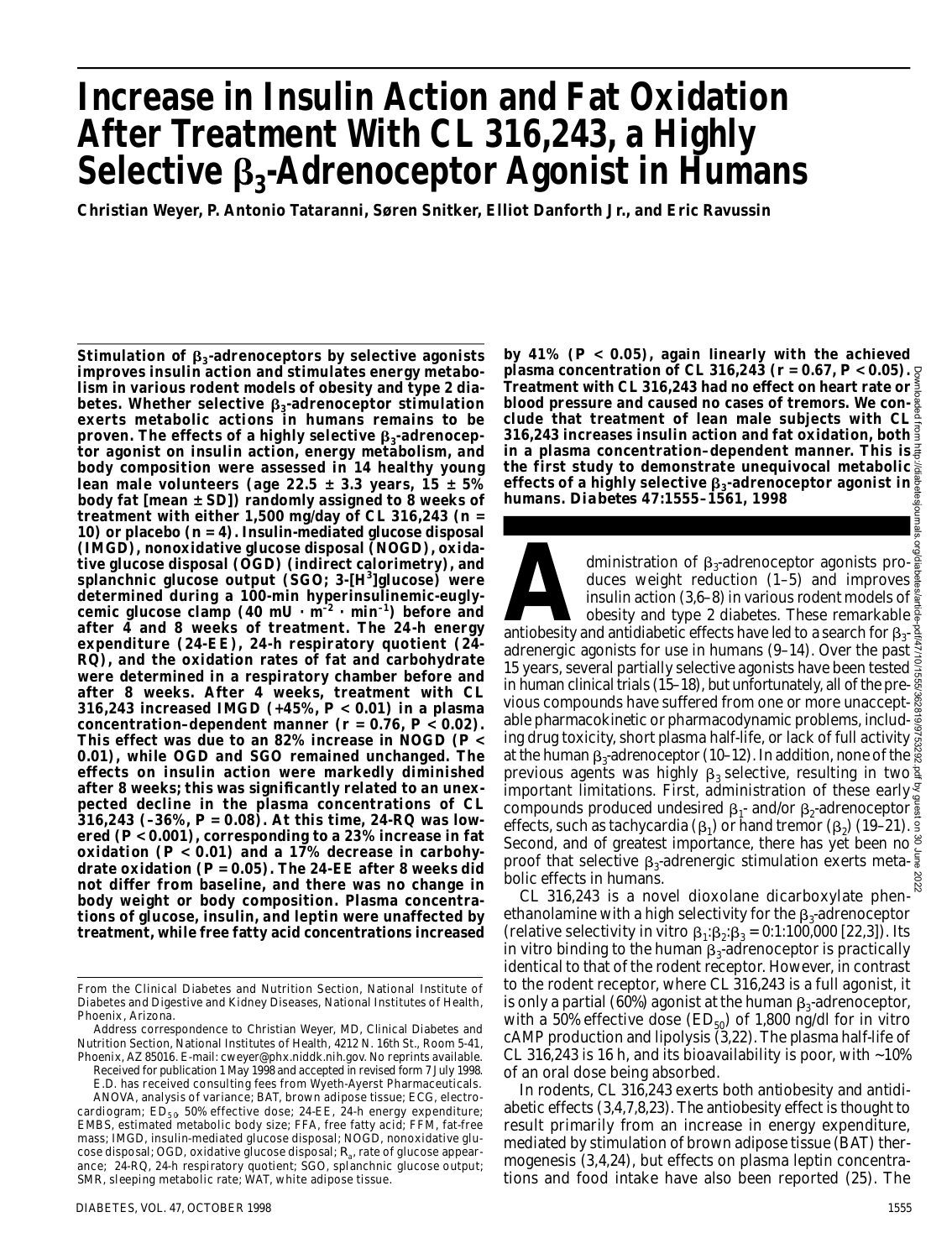# Increase in Insulin Action and Fat Oxidation After Treatment With CL 316,243, a Highly Selective $\beta_3$-Adrenoceptor Agonist in Humans

**Christian Weyer, P. Antonio Tataranni, Søren Snitker, Elliot Danforth Jr., and Eric Ravussin**

**Stimulation of $\beta_3$-adrenoceptors by selective agonists improves insulin action and stimulates energy metabolism in various rodent models of obesity and type 2 diabetes. Whether selective $\beta_3$-adrenoceptor stimulation exerts metabolic actions in humans remains to be proven. The effects of a highly selective $\beta_3$-adrenoceptor agonist on insulin action, energy metabolism, and body composition were assessed in 14 healthy young lean male volunteers (age 22.5 ± 3.3 years, 15 ± 5% body fat [mean ± SD]) randomly assigned to 8 weeks of treatment with either 1,500 mg/day of CL 316,243 (n = 10) or placebo (n = 4). Insulin-mediated glucose disposal (IMGD), nonoxidative glucose disposal (NOGD), oxidative glucose disposal (OGD) (indirect calorimetry), and splanchnic glucose output (SGO; 3-[$^3$H]glucose) were determined during a 100-min hyperinsulinemic-euglycemic glucose clamp (40 mU · m$^{-2}$ · min$^{-1}$) before and after 4 and 8 weeks of treatment. The 24-h energy expenditure (24-EE), 24-h respiratory quotient (24-RQ), and the oxidation rates of fat and carbohydrate were determined in a respiratory chamber before and after 8 weeks. After 4 weeks, treatment with CL 316,243 increased IMGD (+45%, $P < 0.01$) in a plasma concentration–dependent manner ($r = 0.76$, $P < 0.02$). This effect was due to an 82% increase in NOGD ($P < 0.01$), while OGD and SGO remained unchanged. The effects on insulin action were markedly diminished after 8 weeks; this was significantly related to an unexpected decline in the plasma concentrations of CL 316,243 (–36%, $P = 0.08$). At this time, 24-RQ was lowered ($P < 0.001$), corresponding to a 23% increase in fat oxidation ($P < 0.01$) and a 17% decrease in carbohydrate oxidation ($P = 0.05$). The 24-EE after 8 weeks did not differ from baseline, and there was no change in body weight or body composition. Plasma concentrations of glucose, insulin, and leptin were unaffected by treatment, while free fatty acid concentrations increased by 41% ($P < 0.05$), again linearly with the achieved plasma concentration of CL 316,243 ($r = 0.67$, $P < 0.05$). Treatment with CL 316,243 had no effect on heart rate or blood pressure and caused no cases of tremors. We conclude that treatment of lean male subjects with CL 316,243 increases insulin action and fat oxidation, both in a plasma concentration–dependent manner. This is the first study to demonstrate unequivocal metabolic effects of a highly selective $\beta_3$-adrenoceptor agonist in humans. *Diabetes* 47:1555–1561, 1998**

From the Clinical Diabetes and Nutrition Section, National Institute of Diabetes and Digestive and Kidney Diseases, National Institutes of Health, Phoenix, Arizona.

Address correspondence to Christian Weyer, MD, Clinical Diabetes and Nutrition Section, National Institutes of Health, 4212 N. 16th St., Room 5-41, Phoenix, AZ 85016. E-mail: cweyer@phx.niddk.nih.gov. No reprints available.

Received for publication 1 May 1998 and accepted in revised form 7 July 1998.

E.D. has received consulting fees from Wyeth-Ayerst Pharmaceuticals.

ANOVA, analysis of variance; BAT, brown adipose tissue; ECG, electrocardiogram; $ED_{50}$, 50% effective dose; 24-EE, 24-h energy expenditure; EMBS, estimated metabolic body size; FFA, free fatty acid; FFM, fat-free mass; IMGD, insulin-mediated glucose disposal; NOGD, nonoxidative glucose disposal; OGD, oxidative glucose disposal; $R_a$, rate of glucose appearance; 24-RQ, 24-h respiratory quotient; SGO, splanchnic glucose output; SMR, sleeping metabolic rate; WAT, white adipose tissue.

Administration of $\beta_3$-adrenoceptor agonists produces weight reduction (1–5) and improves insulin action (3,6–8) in various rodent models of obesity and type 2 diabetes. These remarkable antiobesity and antidiabetic effects have led to a search for $\beta_3$-adrenergic agonists for use in humans (9–14). Over the past 15 years, several partially selective agonists have been tested in human clinical trials (15–18), but unfortunately, all of the previous compounds have suffered from one or more unacceptable pharmacokinetic or pharmacodynamic problems, including drug toxicity, short plasma half-life, or lack of full activity at the human $\beta_3$-adrenoceptor (10–12). In addition, none of the previous agents was highly $\beta_3$ selective, resulting in two important limitations. First, administration of these early compounds produced undesired $\beta_1$- and/or $\beta_2$-adrenoceptor effects, such as tachycardia ($\beta_1$) or hand tremor ($\beta_2$) (19–21). Second, and of greatest importance, there has yet been no proof that selective $\beta_3$-adrenergic stimulation exerts metabolic effects in humans.

CL 316,243 is a novel dioxolane dicarboxylate phenethanolamine with a high selectivity for the $\beta_3$-adrenoceptor (relative selectivity in vitro $\beta_1$:$\beta_2$:$\beta_3$ = 0:1:100,000 [22,3]). Its in vitro binding to the human $\beta_3$-adrenoceptor is practically identical to that of the rodent receptor. However, in contrast to the rodent receptor, where CL 316,243 is a full agonist, it is only a partial (60%) agonist at the human $\beta_3$-adrenoceptor, with a 50% effective dose ($ED_{50}$) of 1,800 ng/dl for in vitro cAMP production and lipolysis (3,22). The plasma half-life of CL 316,243 is 16 h, and its bioavailability is poor, with ~10% of an oral dose being absorbed.

In rodents, CL 316,243 exerts both antiobesity and antidiabetic effects (3,4,7,8,23). The antiobesity effect is thought to result primarily from an increase in energy expenditure, mediated by stimulation of brown adipose tissue (BAT) thermogenesis (3,4,24), but effects on plasma leptin concentrations and food intake have also been reported (25). The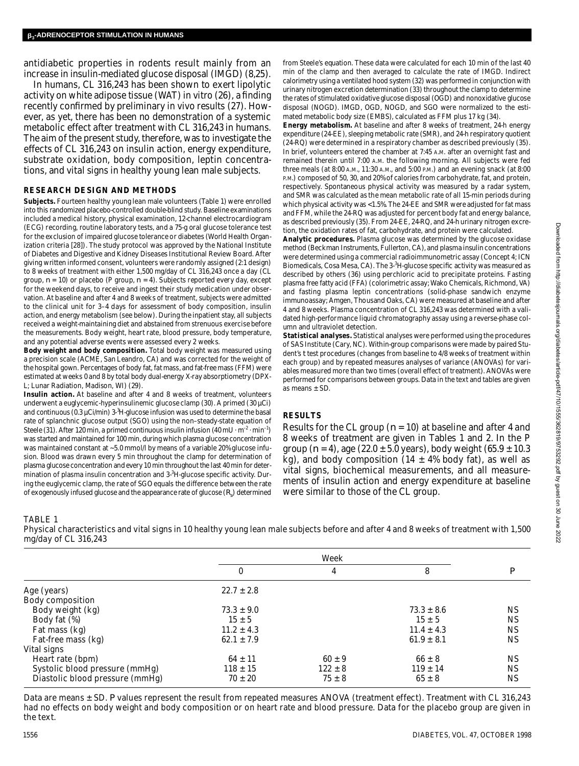antidiabetic properties in rodents result mainly from an increase in insulin-mediated glucose disposal (IMGD) (8,25).

In humans, CL 316,243 has been shown to exert lipolytic activity on white adipose tissue (WAT) in vitro (26), a finding recently confirmed by preliminary in vivo results (27). However, as yet, there has been no demonstration of a systemic metabolic effect after treatment with CL 316,243 in humans. The aim of the present study, therefore, was to investigate the effects of CL 316,243 on insulin action, energy expenditure, substrate oxidation, body composition, leptin concentrations, and vital signs in healthy young lean male subjects.

## RESEARCH DESIGN AND METHODS

**Subjects.** Fourteen healthy young lean male volunteers (Table 1) were enrolled into this randomized placebo-controlled double-blind study. Baseline examinations included a medical history, physical examination, 12-channel electrocardiogram (ECG) recording, routine laboratory tests, and a 75-g oral glucose tolerance test for the exclusion of impaired glucose tolerance or diabetes (World Health Organization criteria [28]). The study protocol was approved by the National Institute of Diabetes and Digestive and Kidney Diseases Institutional Review Board. After giving written informed consent, volunteers were randomly assigned (2:1 design) to 8 weeks of treatment with either 1,500 mg/day of CL 316,243 once a day (CL group, *n* = 10) or placebo (P group, *n* = 4). Subjects reported every day, except for the weekend days, to receive and ingest their study medication under observation. At baseline and after 4 and 8 weeks of treatment, subjects were admitted to the clinical unit for 3–4 days for assessment of body composition, insulin action, and energy metabolism (see below). During the inpatient stay, all subjects received a weight-maintaining diet and abstained from strenuous exercise before the measurements. Body weight, heart rate, blood pressure, body temperature, and any potential adverse events were assessed every 2 weeks.

**Body weight and body composition.** Total body weight was measured using a precision scale (ACME, San Leandro, CA) and was corrected for the weight of the hospital gown. Percentages of body fat, fat mass, and fat-free mass (FFM) were estimated at weeks 0 and 8 by total body dual-energy X-ray absorptiometry (DPX-L; Lunar Radiation, Madison, WI) (29).

**Insulin action.** At baseline and after 4 and 8 weeks of treatment, volunteers underwent a euglycemic-hyperinsulinemic glucose clamp (30). A primed (30 µCi) and continuous (0.3 µCi/min) 3-$^3$H-glucose infusion was used to determine the basal rate of splanchnic glucose output (SGO) using the non–steady-state equation of Steele (31). After 120 min, a primed continuous insulin infusion (40 mU · m$^{-2}$ · min$^{-1}$) was started and maintained for 100 min, during which plasma glucose concentration was maintained constant at ~5.0 mmol/l by means of a variable 20% glucose infusion. Blood was drawn every 5 min throughout the clamp for determination of plasma glucose concentration and every 10 min throughout the last 40 min for determination of plasma insulin concentration and 3-$^3$H-glucose specific activity. During the euglycemic clamp, the rate of SGO equals the difference between the rate of exogenously infused glucose and the appearance rate of glucose ($R_a$) determined from Steele's equation. These data were calculated for each 10 min of the last 40 min of the clamp and then averaged to calculate the rate of IMGD. Indirect calorimetry using a ventilated hood system (32) was performed in conjunction with urinary nitrogen excretion determination (33) throughout the clamp to determine the rates of stimulated oxidative glucose disposal (OGD) and nonoxidative glucose disposal (NOGD). IMGD, OGD, NOGD, and SGO were normalized to the estimated metabolic body size (EMBS), calculated as FFM plus 17 kg (34).

**Energy metabolism.** At baseline and after 8 weeks of treatment, 24-h energy expenditure (24-EE), sleeping metabolic rate (SMR), and 24-h respiratory quotient (24-RQ) were determined in a respiratory chamber as described previously (35). In brief, volunteers entered the chamber at 7:45 A.M. after an overnight fast and remained therein until 7:00 A.M. the following morning. All subjects were fed three meals (at 8:00 A.M., 11:30 A.M., and 5:00 P.M.) and an evening snack (at 8:00 P.M.) composed of 50, 30, and 20% of calories from carbohydrate, fat, and protein, respectively. Spontaneous physical activity was measured by a radar system, and SMR was calculated as the mean metabolic rate of all 15-min periods during which physical activity was <1.5%. The 24-EE and SMR were adjusted for fat mass and FFM, while the 24-RQ was adjusted for percent body fat and energy balance, as described previously (35). From 24-EE, 24-RQ, and 24-h urinary nitrogen excretion, the oxidation rates of fat, carbohydrate, and protein were calculated.

**Analytic procedures.** Plasma glucose was determined by the glucose oxidase method (Beckman Instruments, Fullerton, CA), and plasma insulin concentrations were determined using a commercial radioimmunometric assay (Concept 4; ICN Biomedicals, Cosa Mesa, CA). The 3-$^3$H-glucose specific activity was measured as described by others (36) using perchloric acid to precipitate proteins. Fasting plasma free fatty acid (FFA) (colorimetric assay; Wako Chemicals, Richmond, VA) and fasting plasma leptin concentrations (solid-phase sandwich enzyme immunoassay; Amgen, Thousand Oaks, CA) were measured at baseline and after 4 and 8 weeks. Plasma concentration of CL 316,243 was determined with a validated high-performance liquid chromatography assay using a reverse-phase column and ultraviolet detection.

**Statistical analyses.** Statistical analyses were performed using the procedures of SAS Institute (Cary, NC). Within-group comparisons were made by paired Student's *t* test procedures (changes from baseline to 4/8 weeks of treatment within each group) and by repeated measures analyses of variance (ANOVAs) for variables measured more than two times (overall effect of treatment). ANOVAs were performed for comparisons between groups. Data in the text and tables are given as means ± SD.

## RESULTS

Results for the CL group (*n* = 10) at baseline and after 4 and 8 weeks of treatment are given in Tables 1 and 2. In the P group (*n* = 4), age (22.0 ± 5.0 years), body weight (65.9 ± 10.3 kg), and body composition (14 ± 4% body fat), as well as vital signs, biochemical measurements, and all measurements of insulin action and energy expenditure at baseline were similar to those of the CL group.

TABLE 1

Physical characteristics and vital signs in 10 healthy young lean male subjects before and after 4 and 8 weeks of treatment with 1,500 mg/day of CL 316,243

| | Week | | | |
|---|---|---|---|---|
| | 0 | 4 | 8 | *P* |
| Age (years) | 22.7 ± 2.8 | | | |
| Body composition | | | | |
| Body weight (kg) | 73.3 ± 9.0 | | 73.3 ± 8.6 | NS |
| Body fat (%) | 15 ± 5 | | 15 ± 5 | NS |
| Fat mass (kg) | 11.2 ± 4.3 | | 11.4 ± 4.3 | NS |
| Fat-free mass (kg) | 62.1 ± 7.9 | | 61.9 ± 8.1 | NS |
| Vital signs | | | | |
| Heart rate (bpm) | 64 ± 11 | 60 ± 9 | 66 ± 8 | NS |
| Systolic blood pressure (mmHg) | 118 ± 15 | 122 ± 8 | 119 ± 14 | NS |
| Diastolic blood pressure (mmHg) | 70 ± 20 | 75 ± 8 | 65 ± 8 | NS |

Data are means ± SD. *P* values represent the result from repeated measures ANOVA (treatment effect). Treatment with CL 316,243 had no effects on body weight and body composition or on heart rate and blood pressure. Data for the placebo group are given in the text.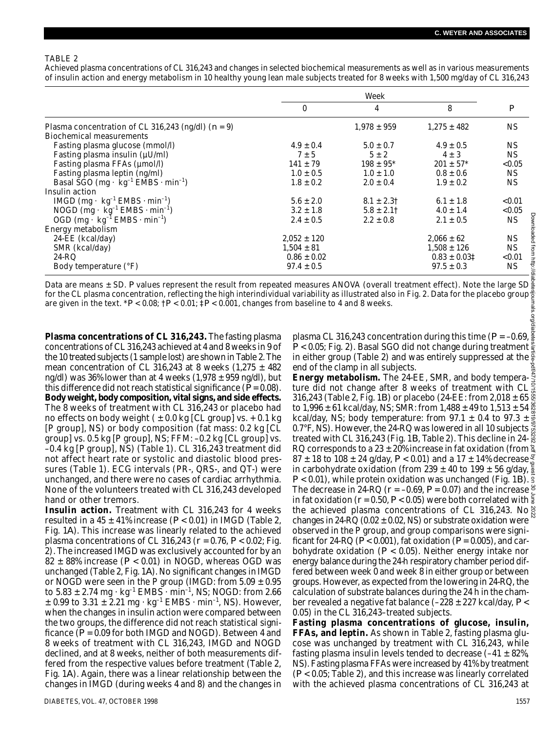TABLE 2

Achieved plasma concentrations of CL 316,243 and changes in selected biochemical measurements as well as in various measurements of insulin action and energy metabolism in 10 healthy young lean male subjects treated for 8 weeks with 1,500 mg/day of CL 316,243

| | Week | | | |
|---|---|---|---|---|
| | 0 | 4 | 8 | P |
| Plasma concentration of CL 316,243 (ng/dl) (n = 9) | | 1,978 ± 959 | 1,275 ± 482 | NS |
| Biochemical measurements | | | | |
| Fasting plasma glucose (mmol/l) | 4.9 ± 0.4 | 5.0 ± 0.7 | 4.9 ± 0.5 | NS |
| Fasting plasma insulin (µU/ml) | 7 ± 5 | 5 ± 2 | 4 ± 3 | NS |
| Fasting plasma FFAs (µmol/l) | 141 ± 79 | 198 ± 95* | 201 ± 57* | <0.05 |
| Fasting plasma leptin (ng/ml) | 1.0 ± 0.5 | 1.0 ± 1.0 | 0.8 ± 0.6 | NS |
| Basal SGO ($mg \cdot kg^{-1}$ EMBS $\cdot min^{-1}$) | 1.8 ± 0.2 | 2.0 ± 0.4 | 1.9 ± 0.2 | NS |
| Insulin action | | | | |
| IMGD ($mg \cdot kg^{-1}$ EMBS $\cdot min^{-1}$) | 5.6 ± 2.0 | 8.1 ± 2.3† | 6.1 ± 1.8 | <0.01 |
| NOGD ($mg \cdot kg^{-1}$ EMBS $\cdot min^{-1}$) | 3.2 ± 1.8 | 5.8 ± 2.1† | 4.0 ± 1.4 | <0.05 |
| OGD ($mg \cdot kg^{-1}$ EMBS $\cdot min^{-1}$) | 2.4 ± 0.5 | 2.2 ± 0.8 | 2.1 ± 0.5 | NS |
| Energy metabolism | | | | |
| 24-EE (kcal/day) | 2,052 ± 120 | | 2,066 ± 62 | NS |
| SMR (kcal/day) | 1,504 ± 81 | | 1,508 ± 126 | NS |
| 24-RQ | 0.86 ± 0.02 | | 0.83 ± 0.03‡ | <0.01 |
| Body temperature (°F) | 97.4 ± 0.5 | | 97.5 ± 0.3 | NS |

Data are means ± SD. P values represent the result from repeated measures ANOVA (overall treatment effect). Note the large SD for the CL plasma concentration, reflecting the high interindividual variability as illustrated also in Fig. 2. Data for the placebo group are given in the text. *P < 0.08; †P < 0.01; ‡P < 0.001, changes from baseline to 4 and 8 weeks.

**Plasma concentrations of CL 316,243.** The fasting plasma concentrations of CL 316,243 achieved at 4 and 8 weeks in 9 of the 10 treated subjects (1 sample lost) are shown in Table 2. The mean concentration of CL 316,243 at 8 weeks (1,275 ± 482 ng/dl) was 36% lower than at 4 weeks (1,978 ± 959 ng/dl), but this difference did not reach statistical significance ($P = 0.08$).

**Body weight, body composition, vital signs, and side effects.** The 8 weeks of treatment with CL 316,243 or placebo had no effects on body weight (± 0.0 kg [CL group] vs. + 0.1 kg [P group], NS) or body composition (fat mass: 0.2 kg [CL group] vs. 0.5 kg [P group], NS; FFM: –0.2 kg [CL group] vs. –0.4 kg [P group], NS) (Table 1). CL 316,243 treatment did not affect heart rate or systolic and diastolic blood pressures (Table 1). ECG intervals (PR-, QRS-, and QT-) were unchanged, and there were no cases of cardiac arrhythmia. None of the volunteers treated with CL 316,243 developed hand or other tremors.

**Insulin action.** Treatment with CL 316,243 for 4 weeks resulted in a 45 ± 41% increase ($P < 0.01$) in IMGD (Table 2, Fig. 1A). This increase was linearly related to the achieved plasma concentrations of CL 316,243 ($r = 0.76$, $P < 0.02$; Fig. 2). The increased IMGD was exclusively accounted for by an 82 ± 88% increase ($P < 0.01$) in NOGD, whereas OGD was unchanged (Table 2, Fig. 1A). No significant changes in IMGD or NOGD were seen in the P group (IMGD: from 5.09 ± 0.95 to 5.83 ± 2.74 $mg \cdot kg^{-1}$ EMBS $\cdot min^{-1}$, NS; NOGD: from 2.66 ± 0.99 to 3.31 ± 2.21 $mg \cdot kg^{-1}$ EMBS $\cdot min^{-1}$, NS). However, when the changes in insulin action were compared between the two groups, the difference did not reach statistical significance ($P = 0.09$ for both IMGD and NOGD). Between 4 and 8 weeks of treatment with CL 316,243, IMGD and NOGD declined, and at 8 weeks, neither of both measurements differed from the respective values before treatment (Table 2, Fig. 1A). Again, there was a linear relationship between the changes in IMGD (during weeks 4 and 8) and the changes in plasma CL 316,243 concentration during this time ($P = -0.69$, $P < 0.05$; Fig. 2). Basal SGO did not change during treatment in either group (Table 2) and was entirely suppressed at the end of the clamp in all subjects.

**Energy metabolism.** The 24-EE, SMR, and body temperature did not change after 8 weeks of treatment with CL 316,243 (Table 2, Fig. 1B) or placebo (24-EE: from 2,018 ± 65 to 1,996 ± 61 kcal/day, NS; SMR: from 1,488 ± 49 to 1,513 ± 54 kcal/day, NS; body temperature: from 97.1 ± 0.4 to 97.3 ± 0.7°F, NS). However, the 24-RQ was lowered in all 10 subjects treated with CL 316,243 (Fig. 1B, Table 2). This decline in 24-RQ corresponds to a 23 ± 20% increase in fat oxidation (from 87 ± 18 to 108 ± 24 g/day, $P < 0.01$) and a 17 ± 14% decrease in carbohydrate oxidation (from 239 ± 40 to 199 ± 56 g/day, $P < 0.01$), while protein oxidation was unchanged (Fig. 1B). The decrease in 24-RQ ($r = -0.69$, $P = 0.07$) and the increase in fat oxidation ($r = 0.50$, $P < 0.05$) were both correlated with the achieved plasma concentrations of CL 316,243. No changes in 24-RQ (0.02 ± 0.02, NS) or substrate oxidation were observed in the P group, and group comparisons were significant for 24-RQ ($P < 0.001$), fat oxidation ($P = 0.005$), and carbohydrate oxidation ($P < 0.05$). Neither energy intake nor energy balance during the 24-h respiratory chamber period differed between week 0 and week 8 in either group or between groups. However, as expected from the lowering in 24-RQ, the calculation of substrate balances during the 24 h in the chamber revealed a negative fat balance (–228 ± 227 kcal/day, $P < 0.05$) in the CL 316,243–treated subjects.

**Fasting plasma concentrations of glucose, insulin, FFAs, and leptin.** As shown in Table 2, fasting plasma glucose was unchanged by treatment with CL 316,243, while fasting plasma insulin levels tended to decrease (–41 ± 82%, NS). Fasting plasma FFAs were increased by 41% by treatment ($P < 0.05$; Table 2), and this increase was linearly correlated with the achieved plasma concentrations of CL 316,243 at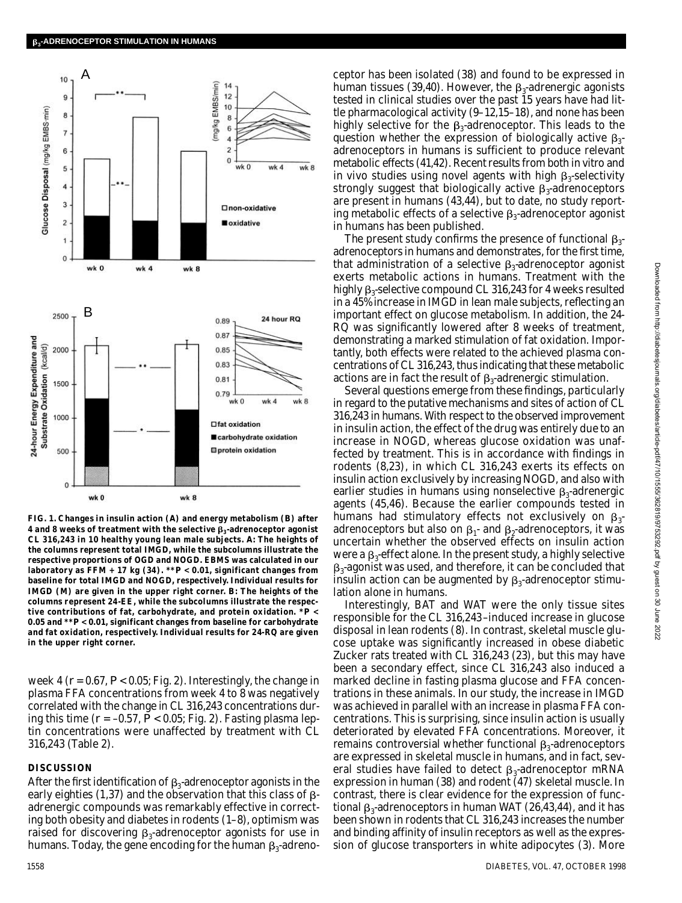FIG. 1. Changes in insulin action (A) and energy metabolism (B) after 4 and 8 weeks of treatment with the selective $\beta_3$-adrenoceptor agonist CL 316,243 in 10 healthy young lean male subjects. A: The heights of the columns represent total IMGD, while the subcolumns illustrate the respective proportions of OGD and NOGD. EBMS was calculated in our laboratory as FFM + 17 kg (34). **$P < 0.01$, significant changes from baseline for total IMGD and NOGD, respectively. Individual results for IMGD (M) are given in the upper right corner. B: The heights of the columns represent 24-EE, while the subcolumns illustrate the respective contributions of fat, carbohydrate, and protein oxidation. *$P < 0.05$ and **$P < 0.01$, significant changes from baseline for carbohydrate and fat oxidation, respectively. Individual results for 24-RQ are given in the upper right corner.

week 4 ($r = 0.67$, $P < 0.05$; Fig. 2). Interestingly, the change in plasma FFA concentrations from week 4 to 8 was negatively correlated with the change in CL 316,243 concentrations during this time ($r = -0.57$, $P < 0.05$; Fig. 2). Fasting plasma leptin concentrations were unaffected by treatment with CL 316,243 (Table 2).

## DISCUSSION

After the first identification of $\beta_3$-adrenoceptor agonists in the early eighties (1,37) and the observation that this class of $\beta$-adrenergic compounds was remarkably effective in correcting both obesity and diabetes in rodents (1–8), optimism was raised for discovering $\beta_3$-adrenoceptor agonists for use in humans. Today, the gene encoding for the human $\beta_3$-adrenoceptor has been isolated (38) and found to be expressed in human tissues (39,40). However, the $\beta_3$-adrenergic agonists tested in clinical studies over the past 15 years have had little pharmacological activity (9–12,15–18), and none has been highly selective for the $\beta_3$-adrenoceptor. This leads to the question whether the expression of biologically active $\beta_3$-adrenoceptors in humans is sufficient to produce relevant metabolic effects (41,42). Recent results from both in vitro and in vivo studies using novel agents with high $\beta_3$-selectivity strongly suggest that biologically active $\beta_3$-adrenoceptors are present in humans (43,44), but to date, no study reporting metabolic effects of a selective $\beta_3$-adrenoceptor agonist in humans has been published.

The present study confirms the presence of functional $\beta_3$-adrenoceptors in humans and demonstrates, for the first time, that administration of a selective $\beta_3$-adrenoceptor agonist exerts metabolic actions in humans. Treatment with the highly $\beta_3$-selective compound CL 316,243 for 4 weeks resulted in a 45% increase in IMGD in lean male subjects, reflecting an important effect on glucose metabolism. In addition, the 24-RQ was significantly lowered after 8 weeks of treatment, demonstrating a marked stimulation of fat oxidation. Importantly, both effects were related to the achieved plasma concentrations of CL 316,243, thus indicating that these metabolic actions are in fact the result of $\beta_3$-adrenergic stimulation.

Several questions emerge from these findings, particularly in regard to the putative mechanisms and sites of action of CL 316,243 in humans. With respect to the observed improvement in insulin action, the effect of the drug was entirely due to an increase in NOGD, whereas glucose oxidation was unaffected by treatment. This is in accordance with findings in rodents (8,23), in which CL 316,243 exerts its effects on insulin action exclusively by increasing NOGD, and also with earlier studies in humans using nonselective $\beta_3$-adrenergic agents (45,46). Because the earlier compounds tested in humans had stimulatory effects not exclusively on $\beta_3$-adrenoceptors but also on $\beta_1$- and $\beta_2$-adrenoceptors, it was uncertain whether the observed effects on insulin action were a $\beta_3$-effect alone. In the present study, a highly selective $\beta_3$-agonist was used, and therefore, it can be concluded that insulin action can be augmented by $\beta_3$-adrenoceptor stimulation alone in humans.

Interestingly, BAT and WAT were the only tissue sites responsible for the CL 316,243–induced increase in glucose disposal in lean rodents (8). In contrast, skeletal muscle glucose uptake was significantly increased in obese diabetic Zucker rats treated with CL 316,243 (23), but this may have been a secondary effect, since CL 316,243 also induced a marked decline in fasting plasma glucose and FFA concentrations in these animals. In our study, the increase in IMGD was achieved in parallel with an increase in plasma FFA concentrations. This is surprising, since insulin action is usually deteriorated by elevated FFA concentrations. Moreover, it remains controversial whether functional $\beta_3$-adrenoceptors are expressed in skeletal muscle in humans, and in fact, several studies have failed to detect $\beta_3$-adrenoceptor mRNA expression in human (38) and rodent (47) skeletal muscle. In contrast, there is clear evidence for the expression of functional $\beta_3$-adrenoceptors in human WAT (26,43,44), and it has been shown in rodents that CL 316,243 increases the number and binding affinity of insulin receptors as well as the expression of glucose transporters in white adipocytes (3). More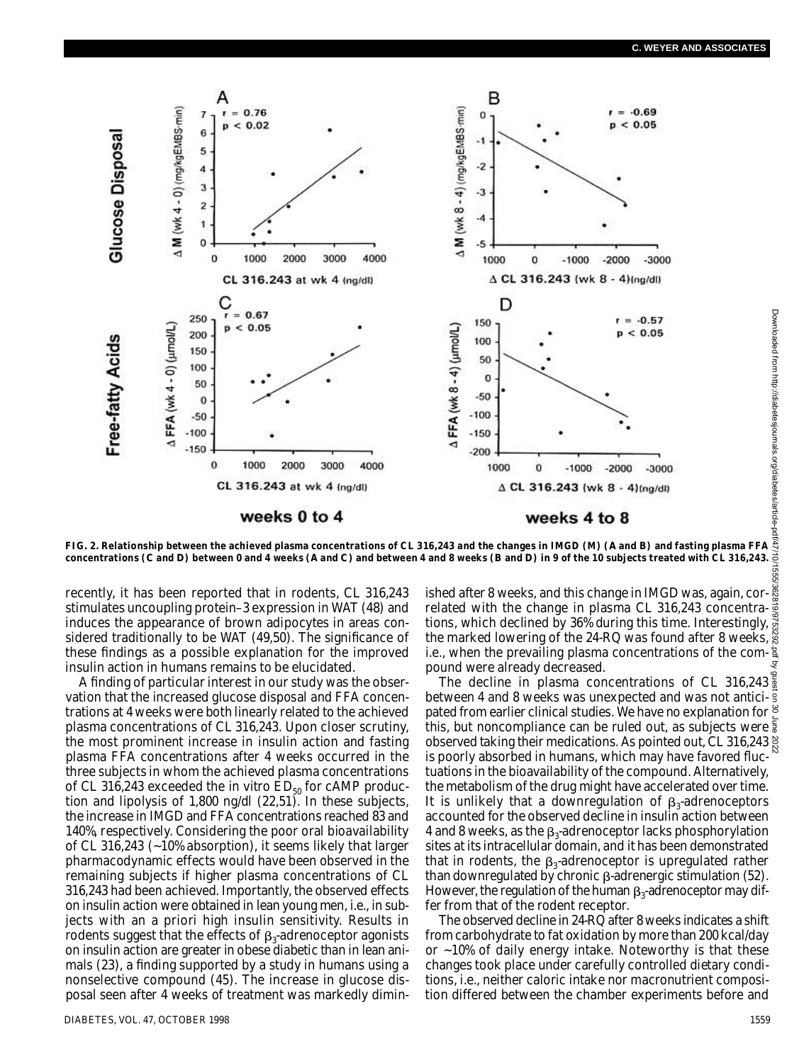**FIG. 2. Relationship between the achieved plasma concentrations of CL 316,243 and the changes in IMGD (M) (A and B) and fasting plasma FFA concentrations (C and D) between 0 and 4 weeks (A and C) and between 4 and 8 weeks (B and D) in 9 of the 10 subjects treated with CL 316,243.**

recently, it has been reported that in rodents, CL 316,243 stimulates uncoupling protein–3 expression in WAT (48) and induces the appearance of brown adipocytes in areas considered traditionally to be WAT (49,50). The significance of these findings as a possible explanation for the improved insulin action in humans remains to be elucidated.

A finding of particular interest in our study was the observation that the increased glucose disposal and FFA concentrations at 4 weeks were both linearly related to the achieved plasma concentrations of CL 316,243. Upon closer scrutiny, the most prominent increase in insulin action and fasting plasma FFA concentrations after 4 weeks occurred in the three subjects in whom the achieved plasma concentrations of CL 316,243 exceeded the in vitro $ED_{50}$ for cAMP production and lipolysis of 1,800 ng/dl (22,51). In these subjects, the increase in IMGD and FFA concentrations reached 83 and 140%, respectively. Considering the poor oral bioavailability of CL 316,243 (~10% absorption), it seems likely that larger pharmacodynamic effects would have been observed in the remaining subjects if higher plasma concentrations of CL 316,243 had been achieved. Importantly, the observed effects on insulin action were obtained in lean young men, i.e., in subjects with an a priori high insulin sensitivity. Results in rodents suggest that the effects of $\beta_3$-adrenoceptor agonists on insulin action are greater in obese diabetic than in lean animals (23), a finding supported by a study in humans using a nonselective compound (45). The increase in glucose disposal seen after 4 weeks of treatment was markedly diminished after 8 weeks, and this change in IMGD was, again, correlated with the change in plasma CL 316,243 concentrations, which declined by 36% during this time. Interestingly, the marked lowering of the 24-RQ was found after 8 weeks, i.e., when the prevailing plasma concentrations of the compound were already decreased.

The decline in plasma concentrations of CL 316,243 between 4 and 8 weeks was unexpected and was not anticipated from earlier clinical studies. We have no explanation for this, but noncompliance can be ruled out, as subjects were observed taking their medications. As pointed out, CL 316,243 is poorly absorbed in humans, which may have favored fluctuations in the bioavailability of the compound. Alternatively, the metabolism of the drug might have accelerated over time. It is unlikely that a downregulation of $\beta_3$-adrenoceptors accounted for the observed decline in insulin action between 4 and 8 weeks, as the $\beta_3$-adrenoceptor lacks phosphorylation sites at its intracellular domain, and it has been demonstrated that in rodents, the $\beta_3$-adrenoceptor is upregulated rather than downregulated by chronic $\beta$-adrenergic stimulation (52). However, the regulation of the human $\beta_3$-adrenoceptor may differ from that of the rodent receptor.

The observed decline in 24-RQ after 8 weeks indicates a shift from carbohydrate to fat oxidation by more than 200 kcal/day or ~10% of daily energy intake. Noteworthy is that these changes took place under carefully controlled dietary conditions, i.e., neither caloric intake nor macronutrient composition differed between the chamber experiments before and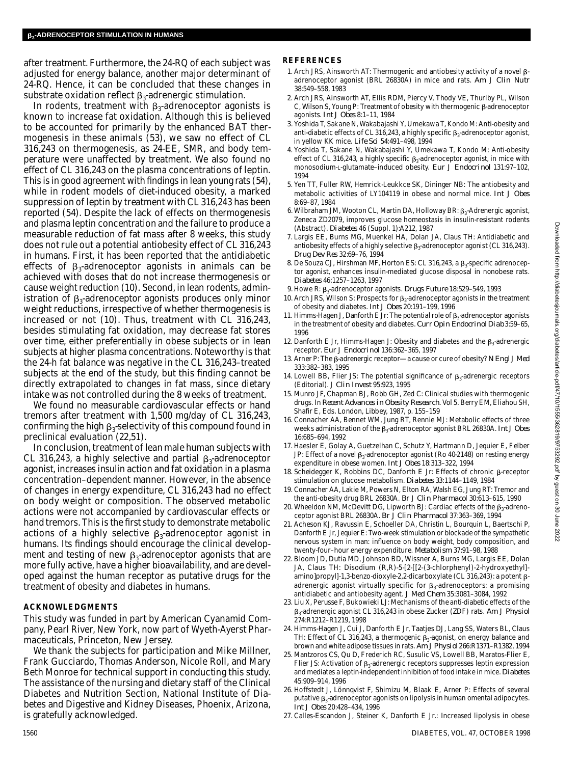after treatment. Furthermore, the 24-RQ of each subject was adjusted for energy balance, another major determinant of 24-RQ. Hence, it can be concluded that these changes in substrate oxidation reflect $\beta_3$-adrenergic stimulation.

In rodents, treatment with $\beta_3$-adrenoceptor agonists is known to increase fat oxidation. Although this is believed to be accounted for primarily by the enhanced BAT thermogenesis in these animals (53), we saw no effect of CL 316,243 on thermogenesis, as 24-EE, SMR, and body temperature were unaffected by treatment. We also found no effect of CL 316,243 on the plasma concentrations of leptin. This is in good agreement with findings in lean young rats (54), while in rodent models of diet-induced obesity, a marked suppression of leptin by treatment with CL 316,243 has been reported (54). Despite the lack of effects on thermogenesis and plasma leptin concentration and the failure to produce a measurable reduction of fat mass after 8 weeks, this study does not rule out a potential antiobesity effect of CL 316,243 in humans. First, it has been reported that the antidiabetic effects of $\beta_3$-adrenoceptor agonists in animals can be achieved with doses that do not increase thermogenesis or cause weight reduction (10). Second, in lean rodents, administration of $\beta_3$-adrenoceptor agonists produces only minor weight reductions, irrespective of whether thermogenesis is increased or not (10). Thus, treatment with CL 316,243, besides stimulating fat oxidation, may decrease fat stores over time, either preferentially in obese subjects or in lean subjects at higher plasma concentrations. Noteworthy is that the 24-h fat balance was negative in the CL 316,243–treated subjects at the end of the study, but this finding cannot be directly extrapolated to changes in fat mass, since dietary intake was not controlled during the 8 weeks of treatment.

We found no measurable cardiovascular effects or hand tremors after treatment with 1,500 mg/day of CL 316,243, confirming the high $\beta_3$-selectivity of this compound found in preclinical evaluation (22,51).

In conclusion, treatment of lean male human subjects with CL 316,243, a highly selective and partial $\beta_3$-adrenoceptor agonist, increases insulin action and fat oxidation in a plasma concentration–dependent manner. However, in the absence of changes in energy expenditure, CL 316,243 had no effect on body weight or composition. The observed metabolic actions were not accompanied by cardiovascular effects or hand tremors. This is the first study to demonstrate metabolic actions of a highly selective $\beta_3$-adrenoceptor agonist in humans. Its findings should encourage the clinical development and testing of new $\beta_3$-adrenoceptor agonists that are more fully active, have a higher bioavailability, and are developed against the human receptor as putative drugs for the treatment of obesity and diabetes in humans.

## ACKNOWLEDGMENTS

This study was funded in part by American Cyanamid Company, Pearl River, New York, now part of Wyeth-Ayerst Pharmaceuticals, Princeton, New Jersey.

We thank the subjects for participation and Mike Millner, Frank Gucciardo, Thomas Anderson, Nicole Roll, and Mary Beth Monroe for technical support in conducting this study. The assistance of the nursing and dietary staff of the Clinical Diabetes and Nutrition Section, National Institute of Diabetes and Digestive and Kidney Diseases, Phoenix, Arizona, is gratefully acknowledged.

## REFERENCES

1. Arch JRS, Ainsworth AT: Thermogenic and antiobesity activity of a novel β-adrenoceptor agonist (BRL 26830A) in mice and rats. *Am J Clin Nutr* 38:549–558, 1983
2. Arch JRS, Ainsworth AT, Ellis RDM, Piercy V, Thody VE, Thurlby PL, Wilson C, Wilson S, Young P: Treatment of obesity with thermogenic β-adrenoceptor agonists. *Int J Obes* 8:1–11, 1984
3. Yoshida T, Sakane N, Wakabajashi Y, Umekawa T, Kondo M: Anti-obesity and anti-diabetic effects of CL 316,243, a highly specific $\beta_3$-adrenoceptor agonist, in yellow KK mice. *Life Sci* 54:491–498, 1994
4. Yoshida T, Sakane N, Wakabajashi Y, Umekawa T, Kondo M: Anti-obesity effect of CL 316,243, a highly specific $\beta_3$-adrenoceptor agonist, in mice with monosodium-L-glutamate–induced obesity. *Eur J Endocrinol* 131:97–102, 1994
5. Yen TT, Fuller RW, Hemrick-Leukkce SK, Dininger NB: The antiobesity and metabolic activities of LY104119 in obese and normal mice. *Int J Obes* 8:69–87, 1984
6. Wilbraham JM, Wooton CL, Martin DA, Holloway BR: $\beta_3$-Adrenergic agonist, Zeneca ZD2079, improves glucose homeostasis in insulin-resistant rodents (Abstract). *Diabetes* 46 (Suppl. 1):A212, 1987
7. Largis EE, Burns MG, Muenkel HA, Dolan JA, Claus TH: Antidiabetic and antiobesity effects of a highly selective $\beta_3$-adrenoceptor agonist (CL 316,243). *Drug Dev Res* 32:69–76, 1994
8. De Souza CJ, Hirshman MF, Horton ES: CL 316,243, a $\beta_3$-specific adrenoceptor agonist, enhances insulin-mediated glucose disposal in nonobese rats. *Diabetes* 46:1257–1263, 1997
9. Howe R: $\beta_3$-adrenoceptor agonists. *Drugs Future* 18:529–549, 1993
10. Arch JRS, Wilson S: Prospects for $\beta_3$-adrenoceptor agonists in the treatment of obesity and diabetes. *Int J Obes* 20:191–199, 1996
11. Himms-Hagen J, Danforth E Jr: The potential role of $\beta_3$-adrenoceptor agonists in the treatment of obesity and diabetes. *Curr Opin Endocrinol Diab* 3:59–65, 1996
12. Danforth E Jr, Himms-Hagen J: Obesity and diabetes and the $\beta_3$-adrenergic receptor. *Eur J Endocrinol* 136:362–365, 1997
13. Arner P: The β-adrenergic receptor—a cause or cure of obesity? *N Engl J Med* 333:382–383, 1995
14. Lowell BB, Flier JS: The potential significance of $\beta_3$-adrenergic receptors (Editorial). *J Clin Invest* 95:923, 1995
15. Munro JF, Chapman BJ, Robb GH, Zed C: Clinical studies with thermogenic drugs. In *Recent Advances in Obesity Research*. Vol 5. Berry EM, Eliahou SH, Shafir E, Eds. London, Libbey, 1987, p. 155–159
16. Connacher AA, Bennet WM, Jung RT, Rennie MJ: Metabolic effects of three weeks administration of the $\beta_3$-adrenoceptor agonist BRL 26830A. *Int J Obes* 16:685–694, 1992
17. Haesler E, Golay A, Guetzelhan C, Schutz Y, Hartmann D, Jequier E, Felber JP: Effect of a novel $\beta_3$-adrenoceptor agonist (Ro 40-2148) on resting energy expenditure in obese women. *Int J Obes* 18:313–322, 1994
18. Scheidegger K, Robbins DC, Danforth E Jr: Effects of chronic β-receptor stimulation on glucose metabolism. *Diabetes* 33:1144–1149, 1984
19. Connacher AA, Lakie M, Powers N, Elton RA, Walsh EG, Jung RT: Tremor and the anti-obesity drug BRL 26830A. *Br J Clin Pharmacol* 30:613–615, 1990
20. Wheeldon NM, McDevitt DG, Lipworth BJ: Cardiac effects of the $\beta_3$-adrenoceptor agonist BRL 26830A. *Br J Clin Pharmacol* 37:363–369, 1994
21. Acheson KJ, Ravussin E, Schoeller DA, Christin L, Bourquin L, Baertschi P, Danforth E Jr, Jequier E: Two-week stimulation or blockade of the sympathetic nervous system in man: influence on body weight, body composition, and twenty-four–hour energy expenditure. *Metabolism* 37:91–98, 1988
22. Bloom JD, Dutia MD, Johnson BD, Wissner A, Burns MG, Largis EE, Dolan JA, Claus TH: Disodium (R,R)-5-[2-[[2-(3-chlorphenyl)-2-hydroxyethyl]-amino]propyl]-1,3-benzo-dioxyle-2,2-dicarboxylate (CL 316,243): a potent β-adrenergic agonist virtually specific for $\beta_3$-adrenoceptors: a promising antidiabetic and antiobesity agent. *J Med Chem* 35:3081–3084, 1992
23. Liu X, Perusse F, Bukowieki LJ: Mechanisms of the anti-diabetic effects of the $\beta_3$-adrenergic agonist CL 316,243 in obese Zucker (ZDF) rats. *Am J Physiol* 274:R1212–R1219, 1998
24. Himms-Hagen J, Cui J, Danforth E Jr, Taatjes DJ, Lang SS, Waters BL, Claus TH: Effect of CL 316,243, a thermogenic $\beta_3$-agonist, on energy balance and brown and white adipose tissues in rats. *Am J Physiol* 266:R1371–R1382, 1994
25. Mantzoros CS, Qu D, Frederich RC, Susulic VS, Lowell BB, Maratos-Flier E, Flier JS: Activation of $\beta_3$-adrenergic receptors suppresses leptin expression and mediates a leptin-independent inhibition of food intake in mice. *Diabetes* 45:909–914, 1996
26. Hoffstedt J, Lönnqvist F, Shimizu M, Blaak E, Arner P: Effects of several putative $\beta_3$-adrenoceptor agonists on lipolysis in human omental adipocytes. *Int J Obes* 20:428–434, 1996
27. Calles-Escandon J, Steiner K, Danforth E Jr.: Increased lipolysis in obese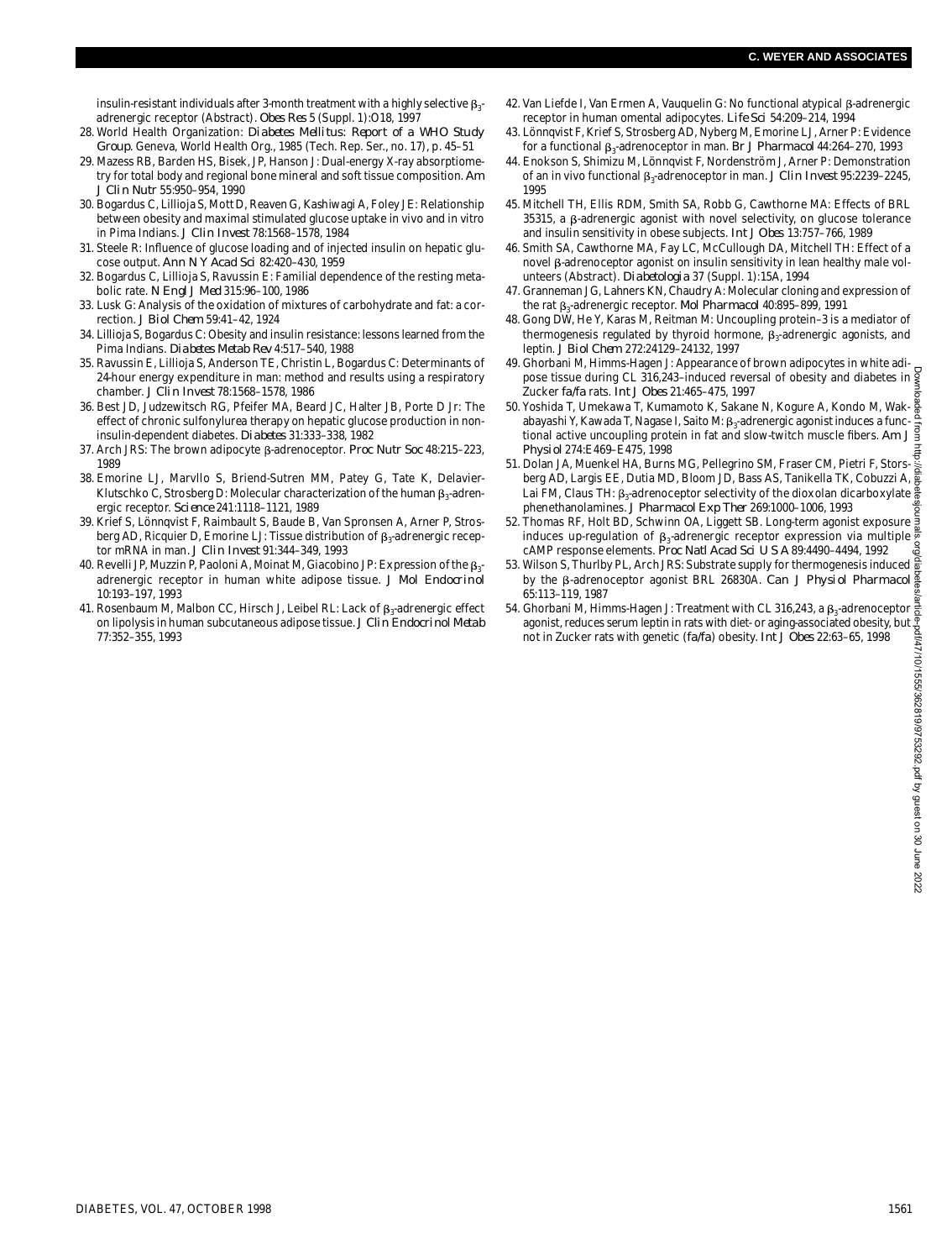insulin-resistant individuals after 3-month treatment with a highly selective $\beta_3$-adrenergic receptor (Abstract). *Obes Res* 5 (Suppl. 1):O18, 1997

28. World Health Organization: *Diabetes Mellitus: Report of a WHO Study Group*. Geneva, World Health Org., 1985 (Tech. Rep. Ser., no. 17), p. 45–51
29. Mazess RB, Barden HS, Bisek, JP, Hanson J: Dual-energy X-ray absorptiometry for total body and regional bone mineral and soft tissue composition. *Am J Clin Nutr* 55:950–954, 1990
30. Bogardus C, Lillioja S, Mott D, Reaven G, Kashiwagi A, Foley JE: Relationship between obesity and maximal stimulated glucose uptake in vivo and in vitro in Pima Indians. *J Clin Invest* 78:1568–1578, 1984
31. Steele R: Influence of glucose loading and of injected insulin on hepatic glucose output. *Ann N Y Acad Sci* 82:420–430, 1959
32. Bogardus C, Lillioja S, Ravussin E: Familial dependence of the resting metabolic rate. *N Engl J Med* 315:96–100, 1986
33. Lusk G: Analysis of the oxidation of mixtures of carbohydrate and fat: a correction. *J Biol Chem* 59:41–42, 1924
34. Lillioja S, Bogardus C: Obesity and insulin resistance: lessons learned from the Pima Indians. *Diabetes Metab Rev* 4:517–540, 1988
35. Ravussin E, Lillioja S, Anderson TE, Christin L, Bogardus C: Determinants of 24-hour energy expenditure in man: method and results using a respiratory chamber. *J Clin Invest* 78:1568–1578, 1986
36. Best JD, Judzewitsch RG, Pfeifer MA, Beard JC, Halter JB, Porte D Jr: The effect of chronic sulfonylurea therapy on hepatic glucose production in non-insulin-dependent diabetes. *Diabetes* 31:333–338, 1982
37. Arch JRS: The brown adipocyte β-adrenoceptor. *Proc Nutr Soc* 48:215–223, 1989
38. Emorine LJ, Marvllo S, Briend-Sutren MM, Patey G, Tate K, Delavier-Klutschko C, Strosberg D: Molecular characterization of the human $\beta_3$-adrenergic receptor. *Science* 241:1118–1121, 1989
39. Krief S, Lönnqvist F, Raimbault S, Baude B, Van Spronsen A, Arner P, Strosberg AD, Ricquier D, Emorine LJ: Tissue distribution of $\beta_3$-adrenergic receptor mRNA in man. *J Clin Invest* 91:344–349, 1993
40. Revelli JP, Muzzin P, Paoloni A, Moinat M, Giacobino JP: Expression of the $\beta_3$-adrenergic receptor in human white adipose tissue. *J Mol Endocrinol* 10:193–197, 1993
41. Rosenbaum M, Malbon CC, Hirsch J, Leibel RL: Lack of $\beta_3$-adrenergic effect on lipolysis in human subcutaneous adipose tissue. *J Clin Endocrinol Metab* 77:352–355, 1993
42. Van Liefde I, Van Ermen A, Vauquelin G: No functional atypical β-adrenergic receptor in human omental adipocytes. *Life Sci* 54:209–214, 1994
43. Lönnqvist F, Krief S, Strosberg AD, Nyberg M, Emorine LJ, Arner P: Evidence for a functional $\beta_3$-adrenoceptor in man. *Br J Pharmacol* 44:264–270, 1993
44. Enokson S, Shimizu M, Lönnqvist F, Nordenström J, Arner P: Demonstration of an in vivo functional $\beta_3$-adrenoceptor in man. *J Clin Invest* 95:2239–2245, 1995
45. Mitchell TH, Ellis RDM, Smith SA, Robb G, Cawthorne MA: Effects of BRL 35315, a β-adrenergic agonist with novel selectivity, on glucose tolerance and insulin sensitivity in obese subjects. *Int J Obes* 13:757–766, 1989
46. Smith SA, Cawthorne MA, Fay LC, McCullough DA, Mitchell TH: Effect of a novel β-adrenoceptor agonist on insulin sensitivity in lean healthy male volunteers (Abstract). *Diabetologia* 37 (Suppl. 1):15A, 1994
47. Granneman JG, Lahners KN, Chaudry A: Molecular cloning and expression of the rat $\beta_3$-adrenergic receptor. *Mol Pharmacol* 40:895–899, 1991
48. Gong DW, He Y, Karas M, Reitman M: Uncoupling protein–3 is a mediator of thermogenesis regulated by thyroid hormone, $\beta_3$-adrenergic agonists, and leptin. *J Biol Chem* 272:24129–24132, 1997
49. Ghorbani M, Himms-Hagen J: Appearance of brown adipocytes in white adipose tissue during CL 316,243–induced reversal of obesity and diabetes in Zucker *fa/fa* rats. *Int J Obes* 21:465–475, 1997
50. Yoshida T, Umekawa T, Kumamoto K, Sakane N, Kogure A, Kondo M, Wakabayashi Y, Kawada T, Nagase I, Saito M: $\beta_3$-adrenergic agonist induces a functional active uncoupling protein in fat and slow-twitch muscle fibers. *Am J Physiol* 274:E469–E475, 1998
51. Dolan JA, Muenkel HA, Burns MG, Pellegrino SM, Fraser CM, Pietri F, Strosberg AD, Largis EE, Dutia MD, Bloom JD, Bass AS, Tanikella TK, Cobuzzi A, Lai FM, Claus TH: $\beta_3$-adrenoceptor selectivity of the dioxolan dicarboxylate phenethanolamines. *J Pharmacol Exp Ther* 269:1000–1006, 1993
52. Thomas RF, Holt BD, Schwinn OA, Liggett SB. Long-term agonist exposure induces up-regulation of $\beta_3$-adrenergic receptor expression via multiple cAMP response elements. *Proc Natl Acad Sci U S A* 89:4490–4494, 1992
53. Wilson S, Thurlby PL, Arch JRS: Substrate supply for thermogenesis induced by the β-adrenoceptor agonist BRL 26830A. *Can J Physiol Pharmacol* 65:113–119, 1987
54. Ghorbani M, Himms-Hagen J: Treatment with CL 316,243, a $\beta_3$-adrenoceptor agonist, reduces serum leptin in rats with diet- or aging-associated obesity, but not in Zucker rats with genetic (*fa/fa*) obesity. *Int J Obes* 22:63–65, 1998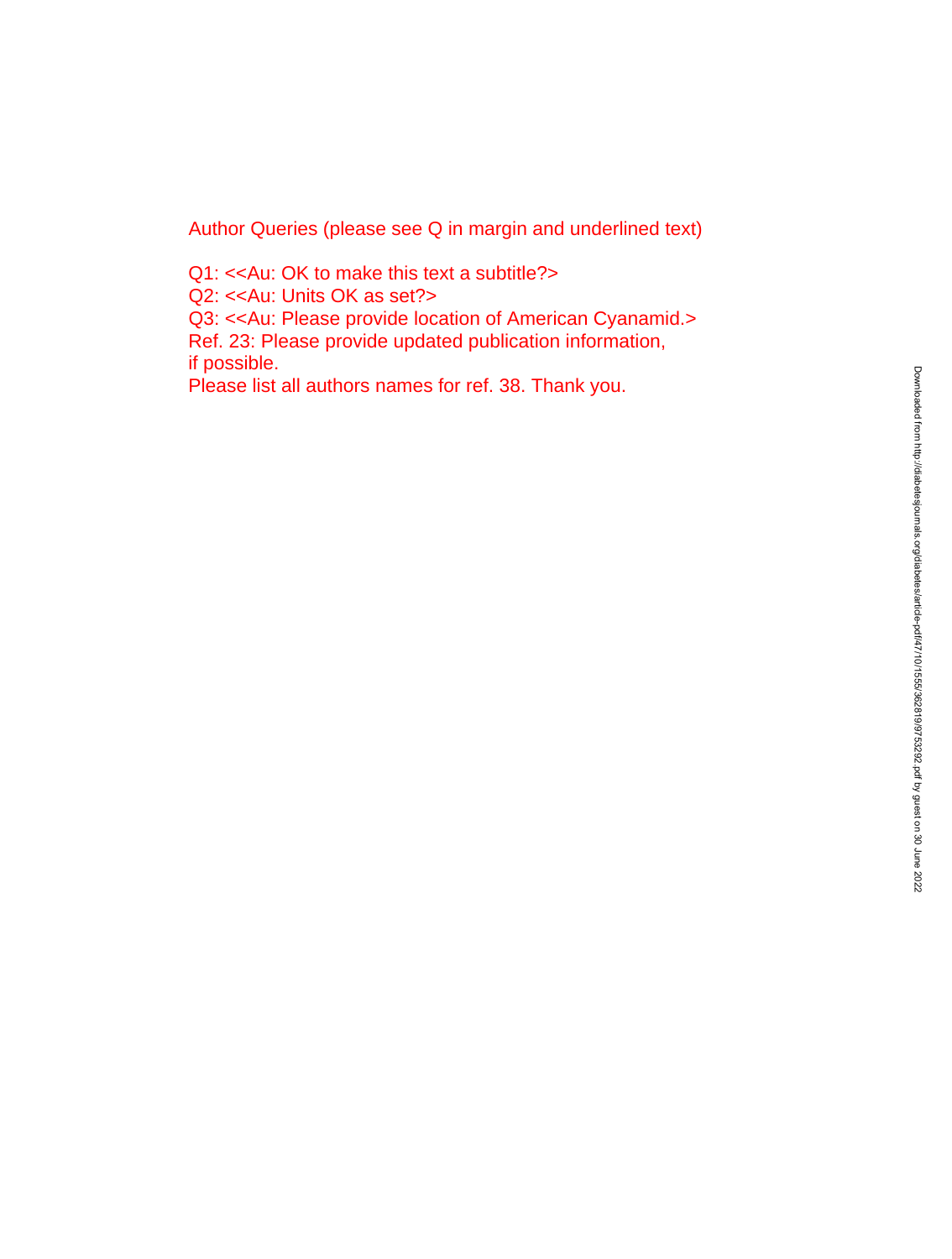Author Queries (please see Q in margin and underlined text)

Q1: <<Au: OK to make this text a subtitle?>

Q2: <<Au: Units OK as set?>

Q3: <<Au: Please provide location of American Cyanamid.>

Ref. 23: Please provide updated publication information, if possible.

Please list all authors names for ref. 38. Thank you.